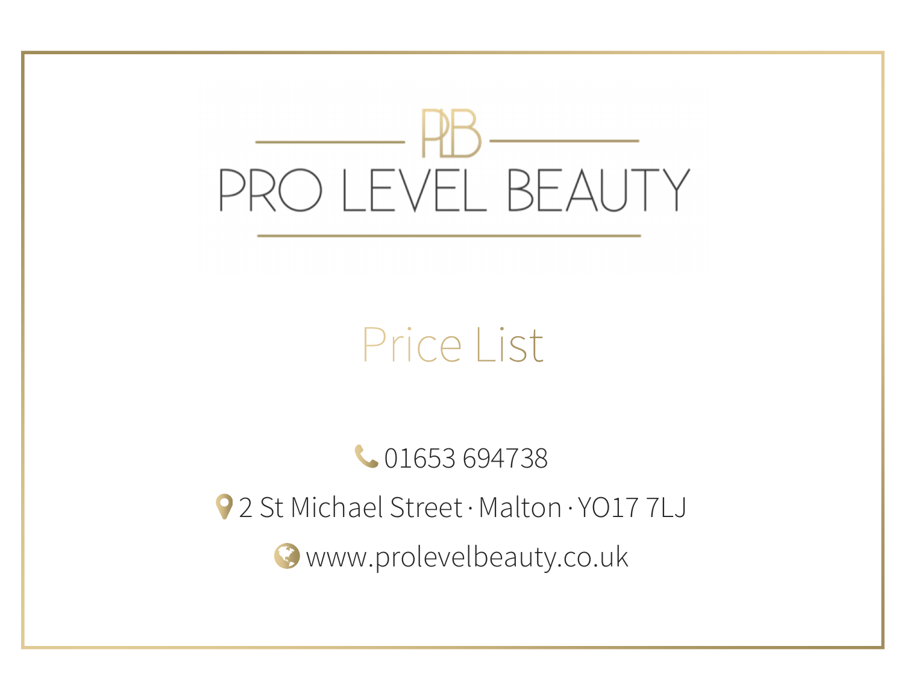PLB

# PRO LEVEL BEAUTY

## Price List

01653 694738

2 St Michael Street · Malton · YO17 7LJ

www.prolevelbeauty.co.uk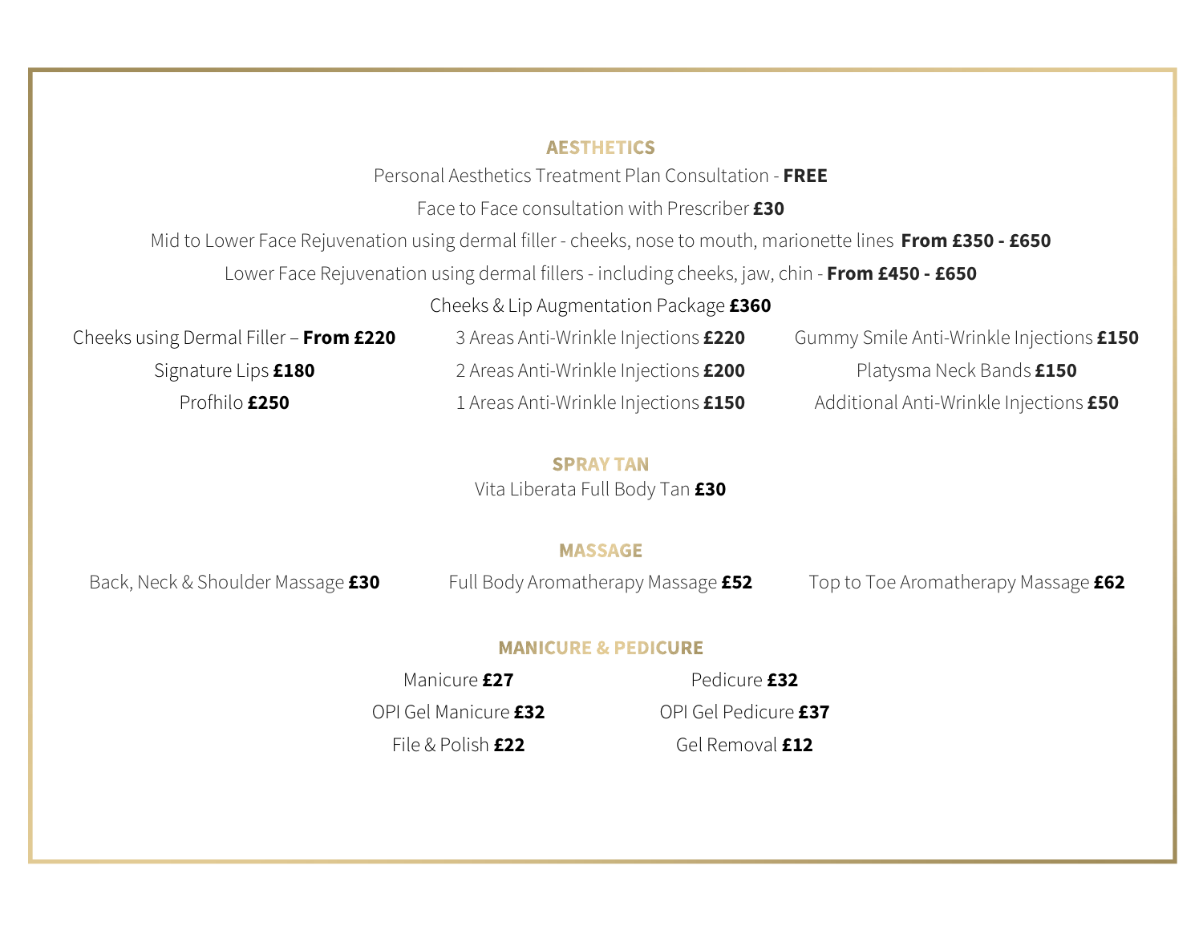## AESTHETICS

Personal Aesthetics Treatment Plan Consultation - **FREE**

Face to Face consultation with Prescriber **£30**

Mid to Lower Face Rejuvenation using dermal filler - cheeks, nose to mouth, marionette lines **From £350 - £650**

Lower Face Rejuvenation using dermal fillers - including cheeks, jaw, chin - **From £450 - £650**

Cheeks & Lip Augmentation Package **£360**

Cheeks using Dermal Filler – **From £220**

Signature Lips **£180**

Profhilo **£250**

3 Areas Anti-Wrinkle Injections **£220**

2 Areas Anti-Wrinkle Injections **£200**

1 Areas Anti-Wrinkle Injections **£150**

Gummy Smile Anti-Wrinkle Injections **£150**

Platysma Neck Bands **£150**

Additional Anti-Wrinkle Injections **£50**

## SPRAY TAN

Vita Liberata Full Body Tan **£30**

## MASSAGE

Back, Neck & Shoulder Massage **£30**

Full Body Aromatherapy Massage **£52**

Top to Toe Aromatherapy Massage **£62**

## MANICURE & PEDICURE

Manicure **£27**

OPI Gel Manicure **£32**

File & Polish **£22**

Pedicure **£32**

OPI Gel Pedicure **£37**

Gel Removal **£12**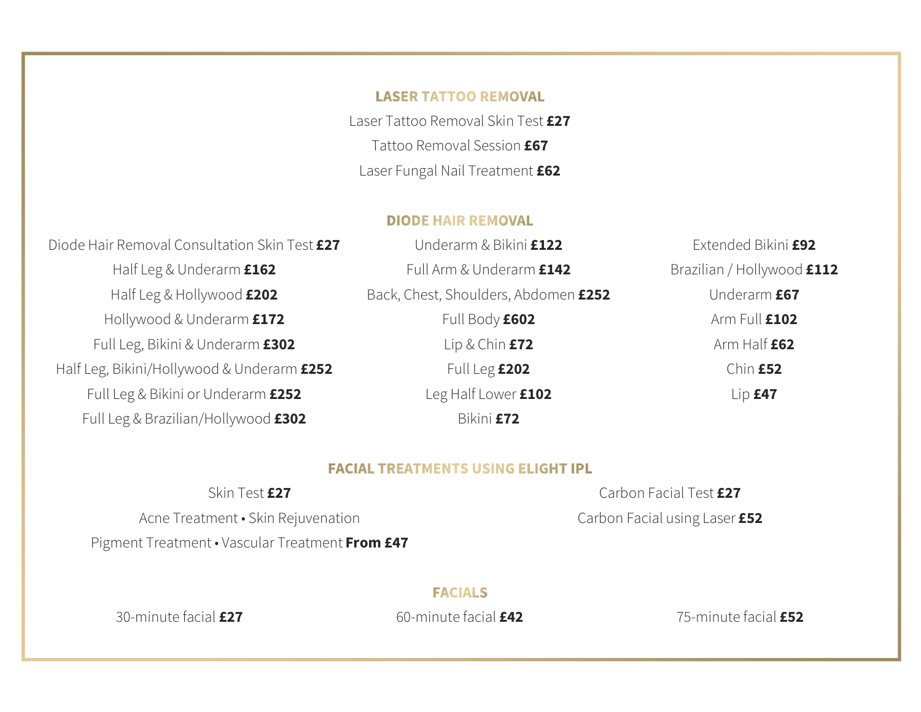## LASER TATTOO REMOVAL

Laser Tattoo Removal Skin Test **£27**

Tattoo Removal Session **£67**

Laser Fungal Nail Treatment **£62**

## DIODE HAIR REMOVAL

Diode Hair Removal Consultation Skin Test **£27**

Half Leg & Underarm **£162**

Half Leg & Hollywood **£202**

Hollywood & Underarm **£172**

Full Leg, Bikini & Underarm **£302**

Half Leg, Bikini/Hollywood & Underarm **£252**

Full Leg & Bikini or Underarm **£252**

Full Leg & Brazilian/Hollywood **£302**

Underarm & Bikini **£122**

Full Arm & Underarm **£142**

Back, Chest, Shoulders, Abdomen **£252**

Full Body **£602**

Lip & Chin **£72**

Full Leg **£202**

Leg Half Lower **£102**

Bikini **£72**

Extended Bikini **£92**

Brazilian / Hollywood **£112**

Underarm **£67**

Arm Full **£102**

Arm Half **£62**

Chin **£52**

Lip **£47**

## FACIAL TREATMENTS USING ELIGHT IPL

Skin Test **£27**

Acne Treatment • Skin Rejuvenation

Pigment Treatment • Vascular Treatment **From £47**

Carbon Facial Test **£27**

Carbon Facial using Laser **£52**

## FACIALS

30-minute facial **£27**

60-minute facial **£42**

75-minute facial **£52**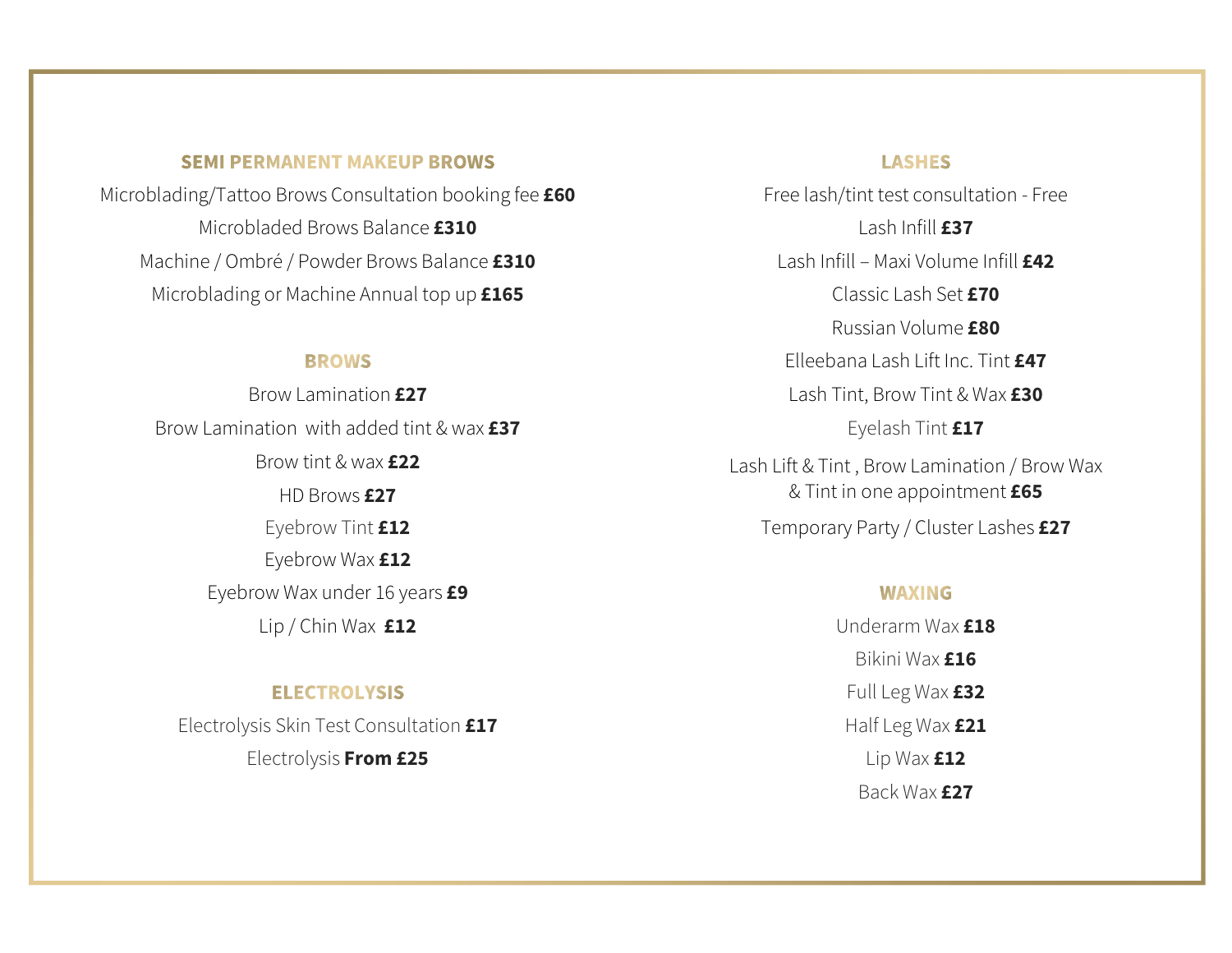## SEMI PERMANENT MAKEUP BROWS

Microblading/Tattoo Brows Consultation booking fee **£60**

Microbladed Brows Balance **£310**

Machine / Ombré / Powder Brows Balance **£310**

Microblading or Machine Annual top up **£165**

## BROWS

Brow Lamination **£27**

Brow Lamination with added tint & wax **£37**

Brow tint & wax **£22**

HD Brows **£27**

Eyebrow Tint **£12**

Eyebrow Wax **£12**

Eyebrow Wax under 16 years **£9**

Lip / Chin Wax **£12**

## ELECTROLYSIS

Electrolysis Skin Test Consultation **£17**

Electrolysis **From £25**

## LASHES

Free lash/tint test consultation - Free

Lash Infill **£37**

Lash Infill – Maxi Volume Infill **£42**

Classic Lash Set **£70**

Russian Volume **£80**

Elleebana Lash Lift Inc. Tint **£47**

Lash Tint, Brow Tint & Wax **£30**

Eyelash Tint **£17**

Lash Lift & Tint , Brow Lamination / Brow Wax & Tint in one appointment **£65**

Temporary Party / Cluster Lashes **£27**

## WAXING

Underarm Wax **£18**

Bikini Wax **£16**

Full Leg Wax **£32**

Half Leg Wax **£21**

Lip Wax **£12**

Back Wax **£27**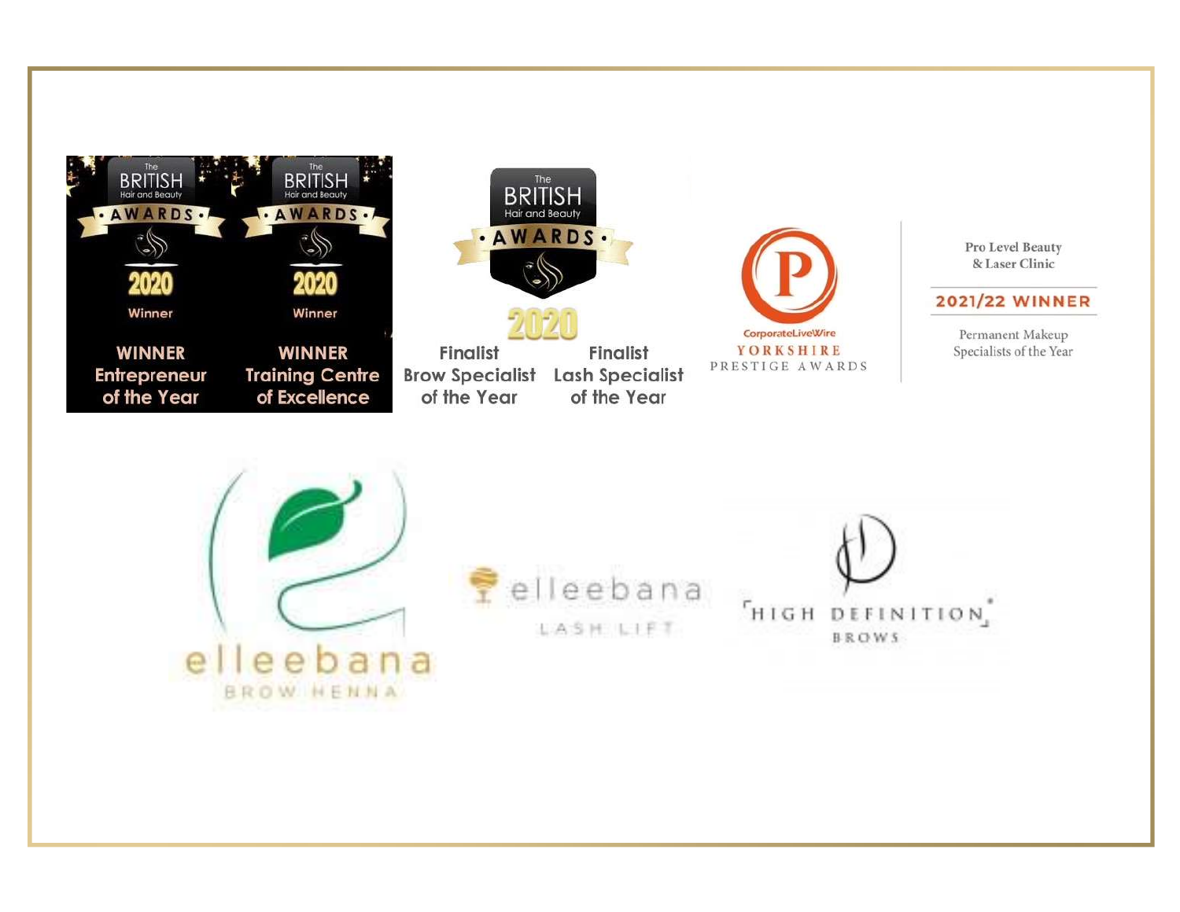The BRITISH Hair and Beauty AWARDS 2020 Winner

**WINNER**
**Entrepreneur of the Year**

The BRITISH Hair and Beauty AWARDS 2020 Winner

**WINNER**
**Training Centre of Excellence**

The BRITISH Hair and Beauty AWARDS 2020

**Finalist**
**Brow Specialist of the Year**

**Finalist**
**Lash Specialist of the Year**

CorporateLiveWire
YORKSHIRE PRESTIGE AWARDS

Pro Level Beauty & Laser Clinic

**2021/22 WINNER**

Permanent Makeup Specialists of the Year

elleebana BROW HENNA

elleebana LASH LIFT

HIGH DEFINITION BROWS